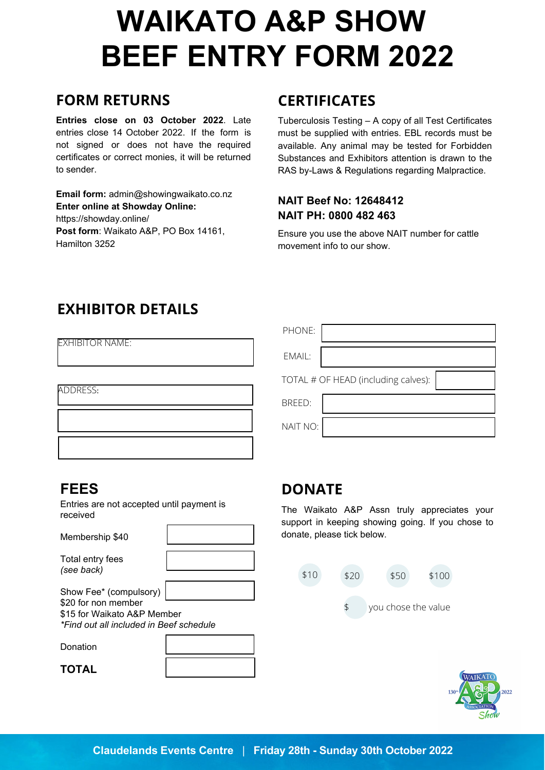# WAIKATO A&P SHOW BEEF ENTRY FORM 2022

## FORM RETURNS

**Entries close on 03 October 2022**. Late entries close 14 October 2022. If the form is not signed or does not have the required certificates or correct monies, it will be returned to sender.

**Email form:** admin@showingwaikato.co.nz
**Enter online at Showday Online:**
https://showday.online/
**Post form**: Waikato A&P, PO Box 14161, Hamilton 3252

## CERTIFICATES

Tuberculosis Testing – A copy of all Test Certificates must be supplied with entries. EBL records must be available. Any animal may be tested for Forbidden Substances and Exhibitors attention is drawn to the RAS by-Laws & Regulations regarding Malpractice.

**NAIT Beef No: 12648412**
**NAIT PH: 0800 482 463**

Ensure you use the above NAIT number for cattle movement info to our show.

## EXHIBITOR DETAILS

EXHIBITOR NAME:

ADDRESS:

PHONE:

EMAIL:

TOTAL # OF HEAD (including calves):

BREED:

NAIT NO:

## FEES

Entries are not accepted until payment is received

Membership $40

Total entry fees
*(see back)*

Show Fee* (compulsory)
$20 for non member
$15 for Waikato A&P Member
*\*Find out all included in Beef schedule*

Donation

**TOTAL**

## DONATE

The Waikato A&P Assn truly appreciates your support in keeping showing going. If you chose to donate, please tick below.

$10 $20 $50 $100

$ you chose the value

Claudelands Events Centre | Friday 28th - Sunday 30th October 2022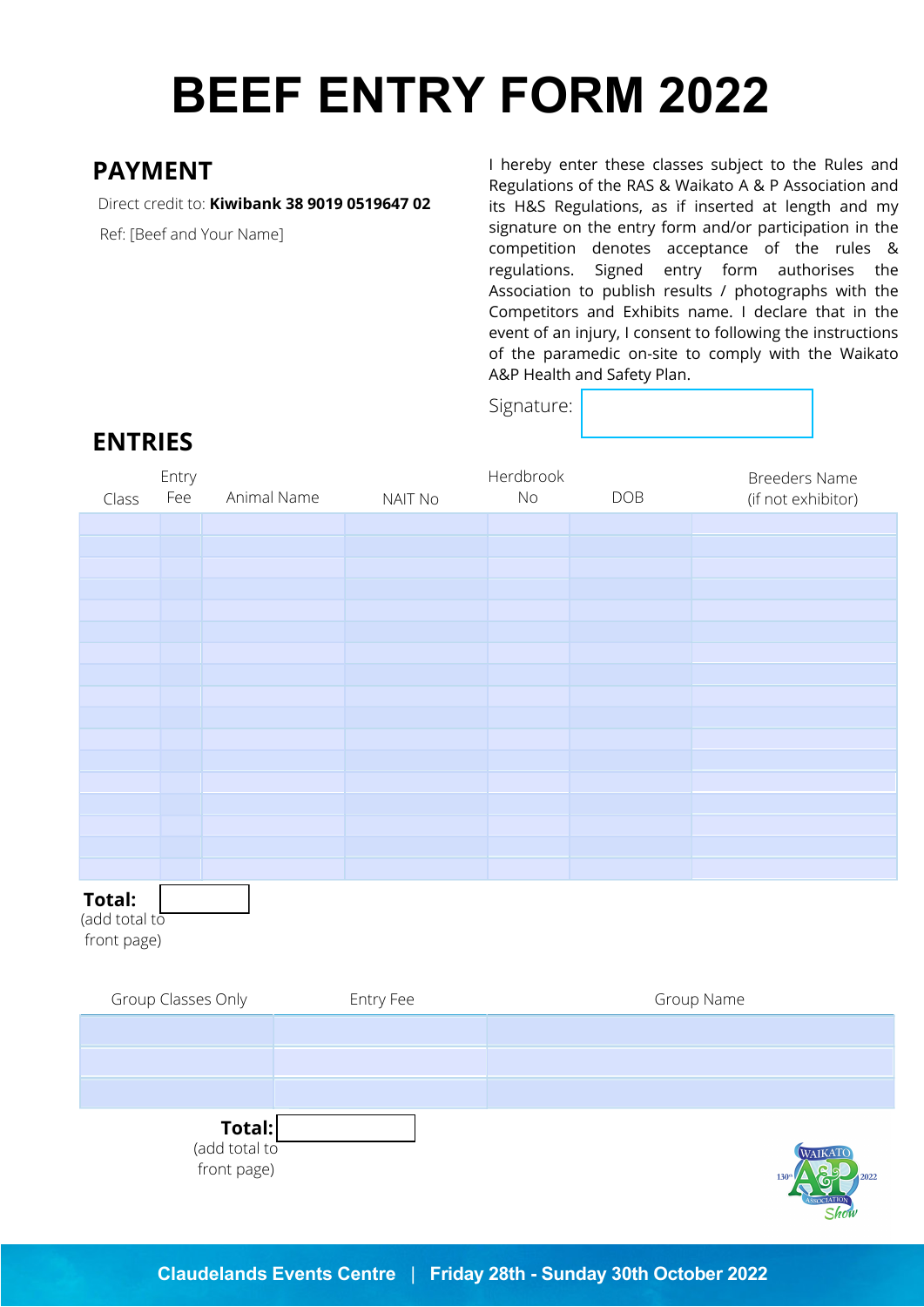# BEEF ENTRY FORM 2022

## PAYMENT

Direct credit to: **Kiwibank 38 9019 0519647 02**

Ref: [Beef and Your Name]

I hereby enter these classes subject to the Rules and Regulations of the RAS & Waikato A & P Association and its H&S Regulations, as if inserted at length and my signature on the entry form and/or participation in the competition denotes acceptance of the rules & regulations. Signed entry form authorises the Association to publish results / photographs with the Competitors and Exhibits name. I declare that in the event of an injury, I consent to following the instructions of the paramedic on-site to comply with the Waikato A&P Health and Safety Plan.

Signature:

## ENTRIES

| Class | Entry Fee | Animal Name | NAIT No | Herdbrook No | DOB | Breeders Name (if not exhibitor) |
|---|---|---|---|---|---|---|
| | | | | | | |
| | | | | | | |
| | | | | | | |
| | | | | | | |
| | | | | | | |
| | | | | | | |
| | | | | | | |
| | | | | | | |
| | | | | | | |
| | | | | | | |
| | | | | | | |
| | | | | | | |
| | | | | | | |
| | | | | | | |
| | | | | | | |
| | | | | | | |
| | | | | | | |

**Total:**
(add total to front page)

| Group Classes Only | Entry Fee | Group Name |
|---|---|---|
| | | |
| | | |
| | | |

**Total:**
(add total to front page)

Claudelands Events Centre | Friday 28th - Sunday 30th October 2022